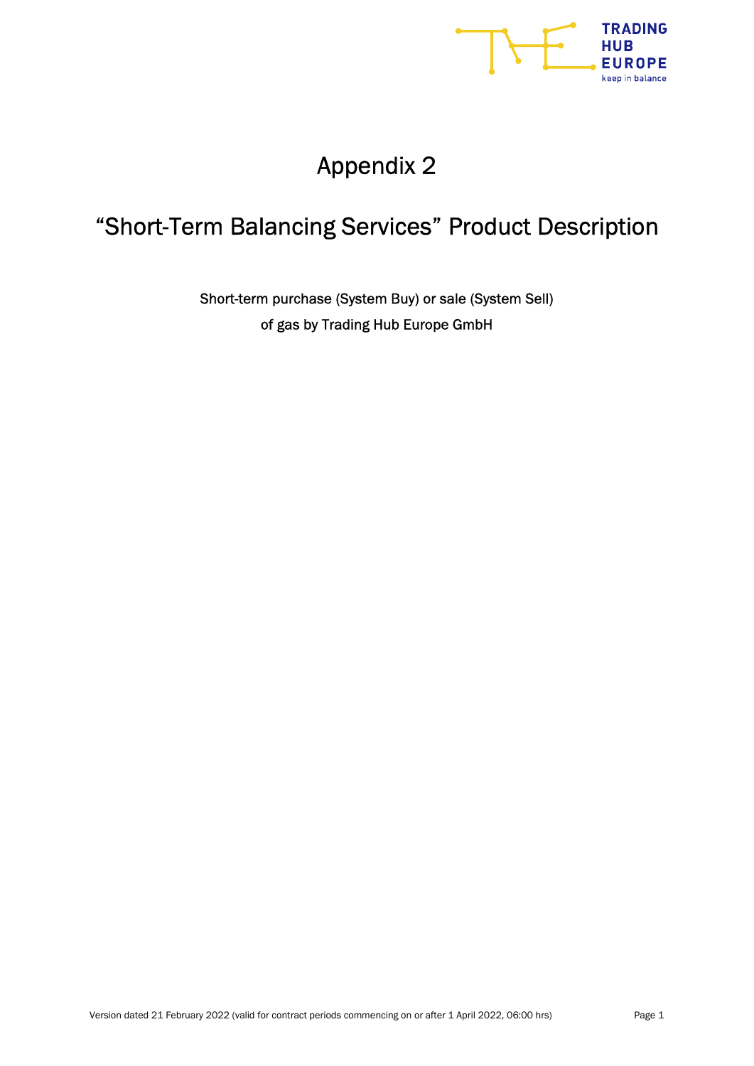# Appendix 2

## "Short-Term Balancing Services" Product Description

Short-term purchase (System Buy) or sale (System Sell) of gas by Trading Hub Europe GmbH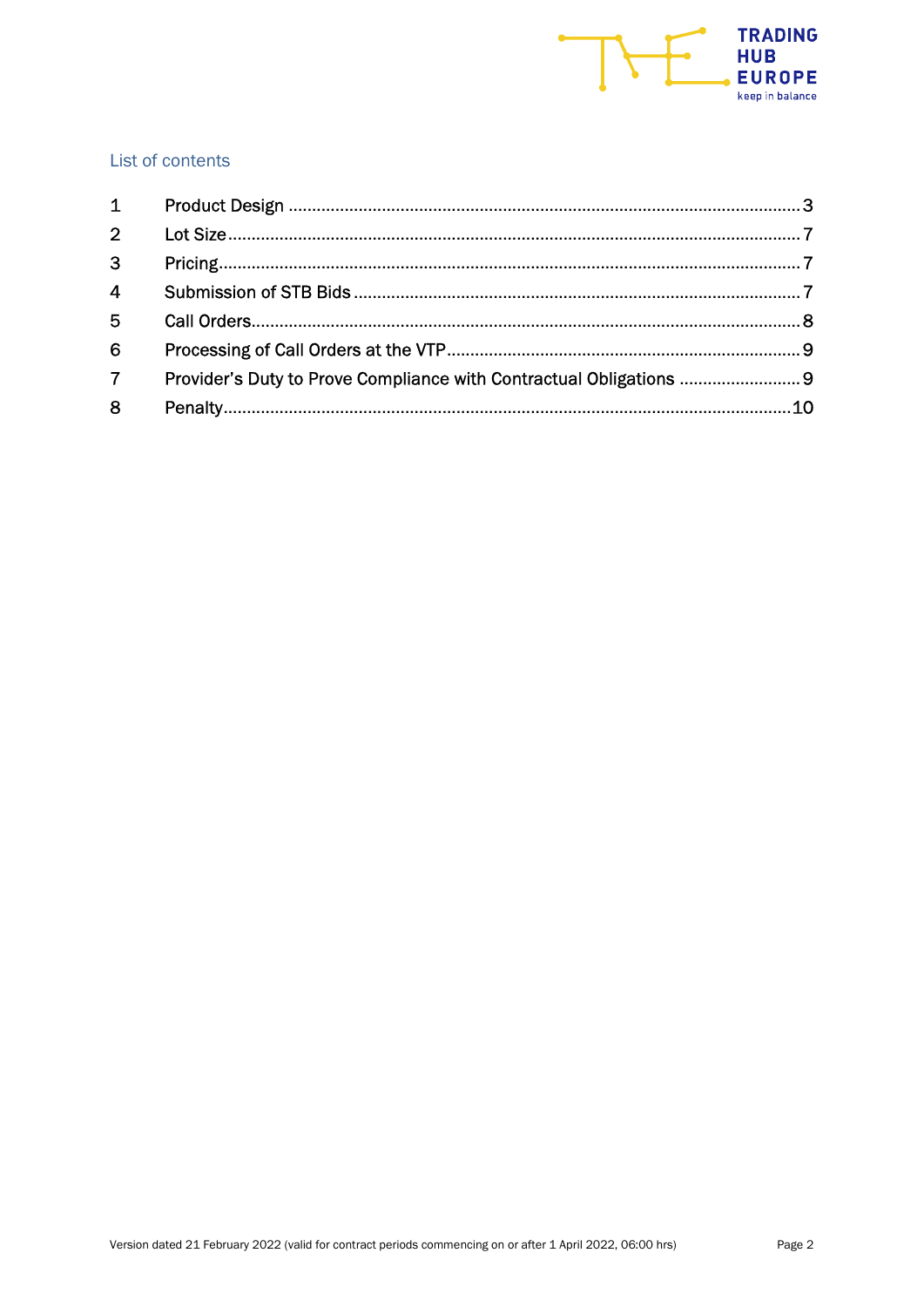## List of contents

| | | |
|---|---|---|
| 1 | Product Design | 3 |
| 2 | Lot Size | 7 |
| 3 | Pricing | 7 |
| 4 | Submission of STB Bids | 7 |
| 5 | Call Orders | 8 |
| 6 | Processing of Call Orders at the VTP | 9 |
| 7 | Provider's Duty to Prove Compliance with Contractual Obligations | 9 |
| 8 | Penalty | 10 |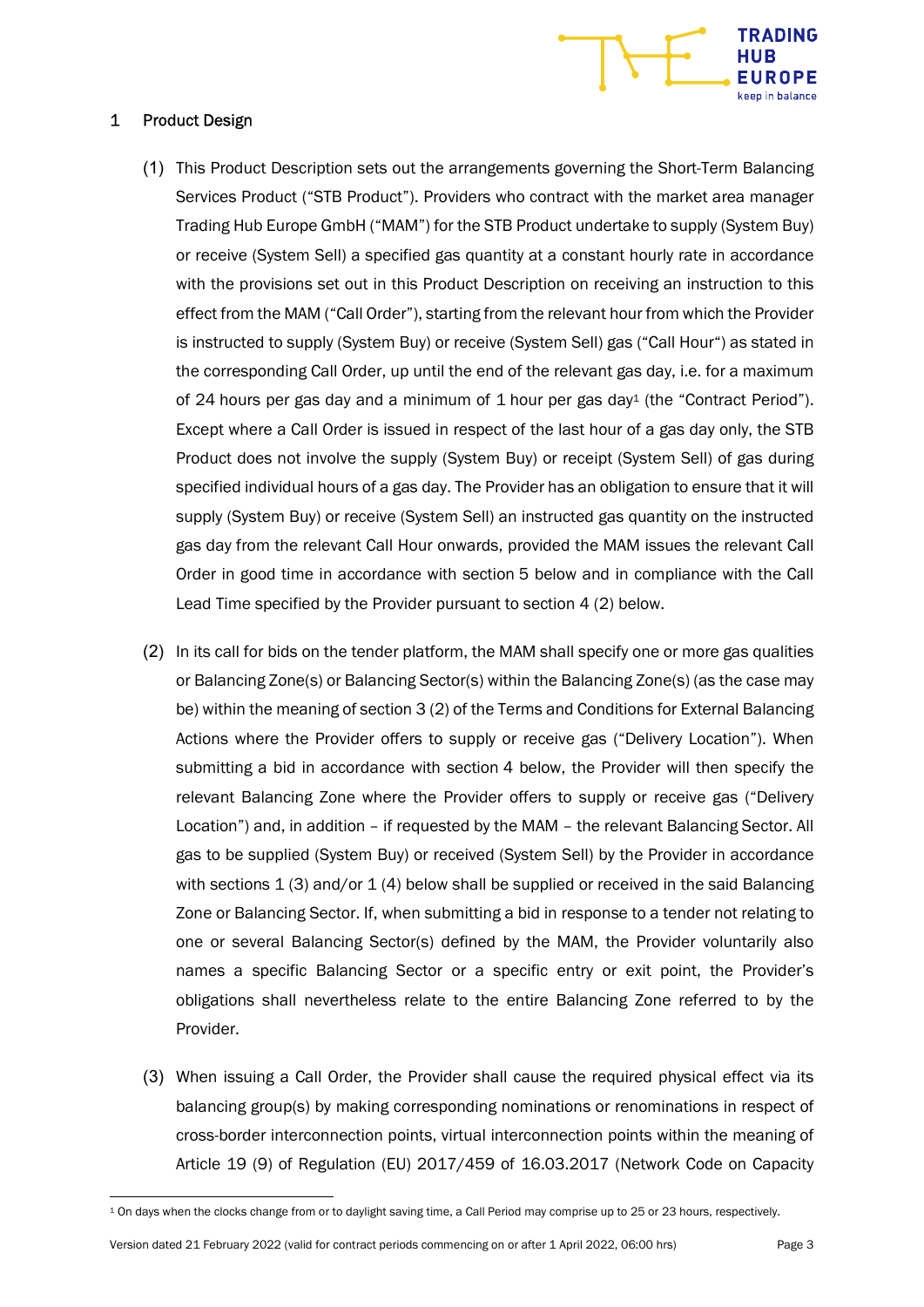## 1 Product Design

(1) This Product Description sets out the arrangements governing the Short-Term Balancing Services Product ("STB Product"). Providers who contract with the market area manager Trading Hub Europe GmbH ("MAM") for the STB Product undertake to supply (System Buy) or receive (System Sell) a specified gas quantity at a constant hourly rate in accordance with the provisions set out in this Product Description on receiving an instruction to this effect from the MAM ("Call Order"), starting from the relevant hour from which the Provider is instructed to supply (System Buy) or receive (System Sell) gas ("Call Hour") as stated in the corresponding Call Order, up until the end of the relevant gas day, i.e. for a maximum of 24 hours per gas day and a minimum of 1 hour per gas day[1] (the "Contract Period"). Except where a Call Order is issued in respect of the last hour of a gas day only, the STB Product does not involve the supply (System Buy) or receipt (System Sell) of gas during specified individual hours of a gas day. The Provider has an obligation to ensure that it will supply (System Buy) or receive (System Sell) an instructed gas quantity on the instructed gas day from the relevant Call Hour onwards, provided the MAM issues the relevant Call Order in good time in accordance with section 5 below and in compliance with the Call Lead Time specified by the Provider pursuant to section 4 (2) below.

(2) In its call for bids on the tender platform, the MAM shall specify one or more gas qualities or Balancing Zone(s) or Balancing Sector(s) within the Balancing Zone(s) (as the case may be) within the meaning of section 3 (2) of the Terms and Conditions for External Balancing Actions where the Provider offers to supply or receive gas ("Delivery Location"). When submitting a bid in accordance with section 4 below, the Provider will then specify the relevant Balancing Zone where the Provider offers to supply or receive gas ("Delivery Location") and, in addition – if requested by the MAM – the relevant Balancing Sector. All gas to be supplied (System Buy) or received (System Sell) by the Provider in accordance with sections 1 (3) and/or 1 (4) below shall be supplied or received in the said Balancing Zone or Balancing Sector. If, when submitting a bid in response to a tender not relating to one or several Balancing Sector(s) defined by the MAM, the Provider voluntarily also names a specific Balancing Sector or a specific entry or exit point, the Provider's obligations shall nevertheless relate to the entire Balancing Zone referred to by the Provider.

(3) When issuing a Call Order, the Provider shall cause the required physical effect via its balancing group(s) by making corresponding nominations or renominations in respect of cross-border interconnection points, virtual interconnection points within the meaning of Article 19 (9) of Regulation (EU) 2017/459 of 16.03.2017 (Network Code on Capacity

[1] On days when the clocks change from or to daylight saving time, a Call Period may comprise up to 25 or 23 hours, respectively.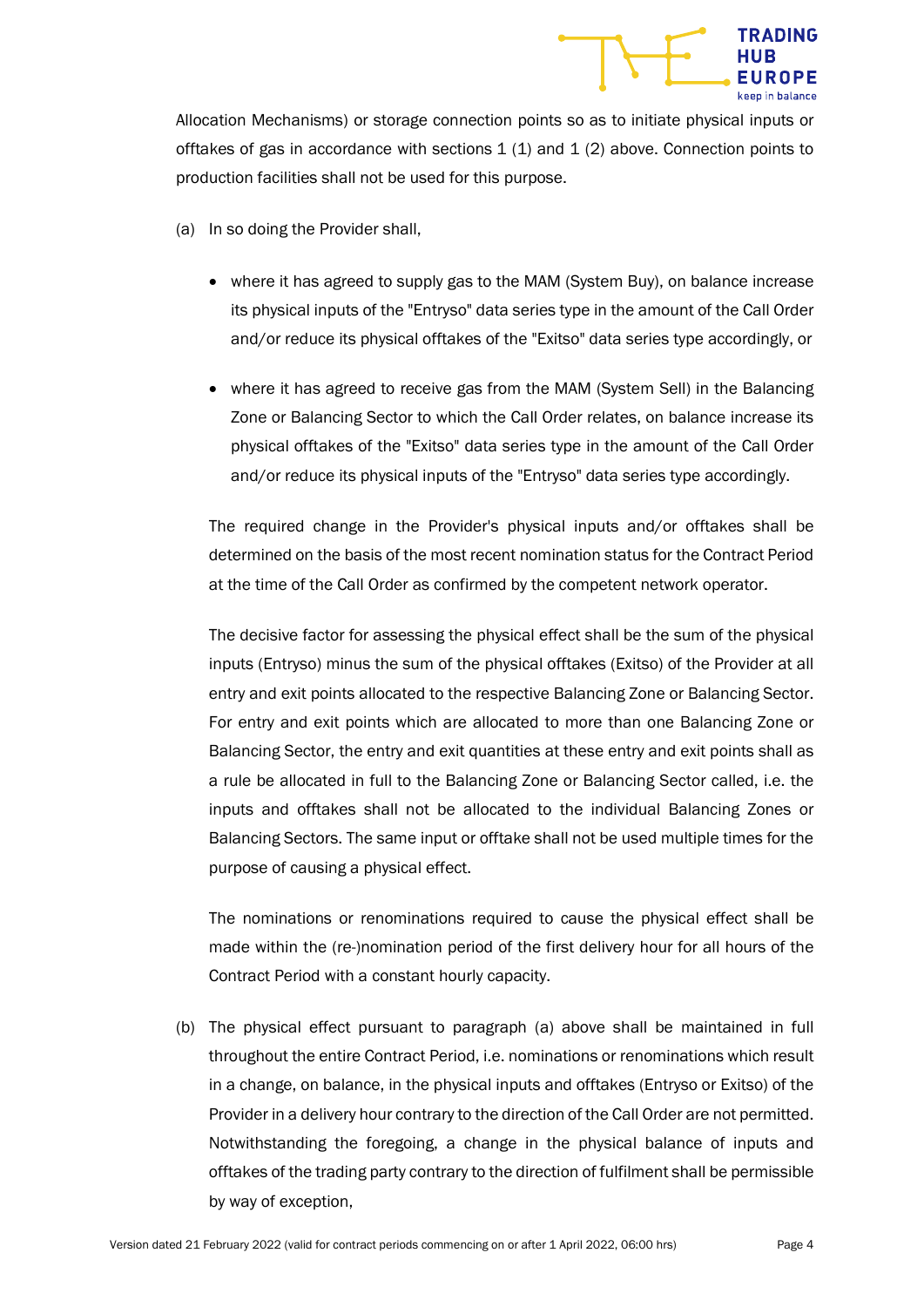Allocation Mechanisms) or storage connection points so as to initiate physical inputs or offtakes of gas in accordance with sections 1 (1) and 1 (2) above. Connection points to production facilities shall not be used for this purpose.

(a) In so doing the Provider shall,

- where it has agreed to supply gas to the MAM (System Buy), on balance increase its physical inputs of the "Entryso" data series type in the amount of the Call Order and/or reduce its physical offtakes of the "Exitso" data series type accordingly, or
- where it has agreed to receive gas from the MAM (System Sell) in the Balancing Zone or Balancing Sector to which the Call Order relates, on balance increase its physical offtakes of the "Exitso" data series type in the amount of the Call Order and/or reduce its physical inputs of the "Entryso" data series type accordingly.

The required change in the Provider's physical inputs and/or offtakes shall be determined on the basis of the most recent nomination status for the Contract Period at the time of the Call Order as confirmed by the competent network operator.

The decisive factor for assessing the physical effect shall be the sum of the physical inputs (Entryso) minus the sum of the physical offtakes (Exitso) of the Provider at all entry and exit points allocated to the respective Balancing Zone or Balancing Sector. For entry and exit points which are allocated to more than one Balancing Zone or Balancing Sector, the entry and exit quantities at these entry and exit points shall as a rule be allocated in full to the Balancing Zone or Balancing Sector called, i.e. the inputs and offtakes shall not be allocated to the individual Balancing Zones or Balancing Sectors. The same input or offtake shall not be used multiple times for the purpose of causing a physical effect.

The nominations or renominations required to cause the physical effect shall be made within the (re-)nomination period of the first delivery hour for all hours of the Contract Period with a constant hourly capacity.

(b) The physical effect pursuant to paragraph (a) above shall be maintained in full throughout the entire Contract Period, i.e. nominations or renominations which result in a change, on balance, in the physical inputs and offtakes (Entryso or Exitso) of the Provider in a delivery hour contrary to the direction of the Call Order are not permitted. Notwithstanding the foregoing, a change in the physical balance of inputs and offtakes of the trading party contrary to the direction of fulfilment shall be permissible by way of exception,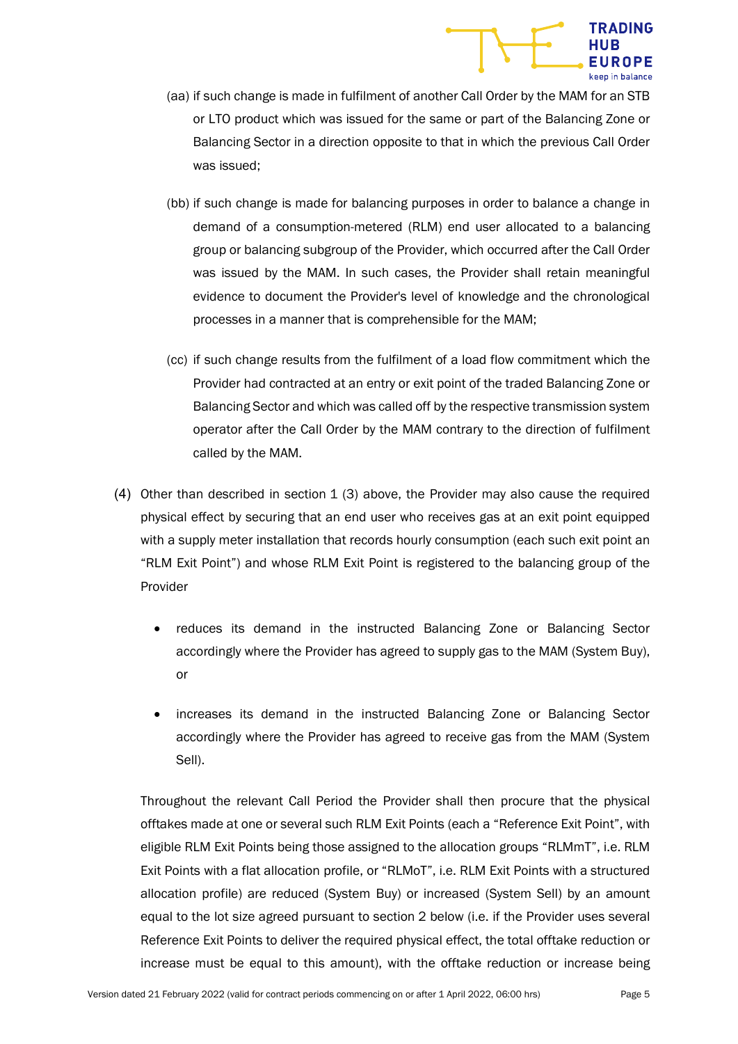(aa) if such change is made in fulfilment of another Call Order by the MAM for an STB or LTO product which was issued for the same or part of the Balancing Zone or Balancing Sector in a direction opposite to that in which the previous Call Order was issued;

(bb) if such change is made for balancing purposes in order to balance a change in demand of a consumption-metered (RLM) end user allocated to a balancing group or balancing subgroup of the Provider, which occurred after the Call Order was issued by the MAM. In such cases, the Provider shall retain meaningful evidence to document the Provider's level of knowledge and the chronological processes in a manner that is comprehensible for the MAM;

(cc) if such change results from the fulfilment of a load flow commitment which the Provider had contracted at an entry or exit point of the traded Balancing Zone or Balancing Sector and which was called off by the respective transmission system operator after the Call Order by the MAM contrary to the direction of fulfilment called by the MAM.

(4) Other than described in section 1 (3) above, the Provider may also cause the required physical effect by securing that an end user who receives gas at an exit point equipped with a supply meter installation that records hourly consumption (each such exit point an "RLM Exit Point") and whose RLM Exit Point is registered to the balancing group of the Provider

- reduces its demand in the instructed Balancing Zone or Balancing Sector accordingly where the Provider has agreed to supply gas to the MAM (System Buy), or
- increases its demand in the instructed Balancing Zone or Balancing Sector accordingly where the Provider has agreed to receive gas from the MAM (System Sell).

Throughout the relevant Call Period the Provider shall then procure that the physical offtakes made at one or several such RLM Exit Points (each a "Reference Exit Point", with eligible RLM Exit Points being those assigned to the allocation groups "RLMmT", i.e. RLM Exit Points with a flat allocation profile, or "RLMoT", i.e. RLM Exit Points with a structured allocation profile) are reduced (System Buy) or increased (System Sell) by an amount equal to the lot size agreed pursuant to section 2 below (i.e. if the Provider uses several Reference Exit Points to deliver the required physical effect, the total offtake reduction or increase must be equal to this amount), with the offtake reduction or increase being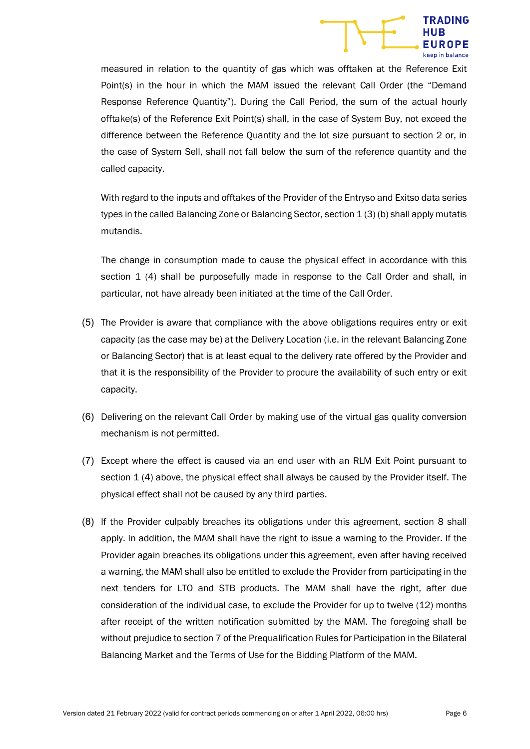measured in relation to the quantity of gas which was offtaken at the Reference Exit Point(s) in the hour in which the MAM issued the relevant Call Order (the "Demand Response Reference Quantity"). During the Call Period, the sum of the actual hourly offtake(s) of the Reference Exit Point(s) shall, in the case of System Buy, not exceed the difference between the Reference Quantity and the lot size pursuant to section 2 or, in the case of System Sell, shall not fall below the sum of the reference quantity and the called capacity.

With regard to the inputs and offtakes of the Provider of the Entryso and Exitso data series types in the called Balancing Zone or Balancing Sector, section 1 (3) (b) shall apply mutatis mutandis.

The change in consumption made to cause the physical effect in accordance with this section 1 (4) shall be purposefully made in response to the Call Order and shall, in particular, not have already been initiated at the time of the Call Order.

(5) The Provider is aware that compliance with the above obligations requires entry or exit capacity (as the case may be) at the Delivery Location (i.e. in the relevant Balancing Zone or Balancing Sector) that is at least equal to the delivery rate offered by the Provider and that it is the responsibility of the Provider to procure the availability of such entry or exit capacity.

(6) Delivering on the relevant Call Order by making use of the virtual gas quality conversion mechanism is not permitted.

(7) Except where the effect is caused via an end user with an RLM Exit Point pursuant to section 1 (4) above, the physical effect shall always be caused by the Provider itself. The physical effect shall not be caused by any third parties.

(8) If the Provider culpably breaches its obligations under this agreement, section 8 shall apply. In addition, the MAM shall have the right to issue a warning to the Provider. If the Provider again breaches its obligations under this agreement, even after having received a warning, the MAM shall also be entitled to exclude the Provider from participating in the next tenders for LTO and STB products. The MAM shall have the right, after due consideration of the individual case, to exclude the Provider for up to twelve (12) months after receipt of the written notification submitted by the MAM. The foregoing shall be without prejudice to section 7 of the Prequalification Rules for Participation in the Bilateral Balancing Market and the Terms of Use for the Bidding Platform of the MAM.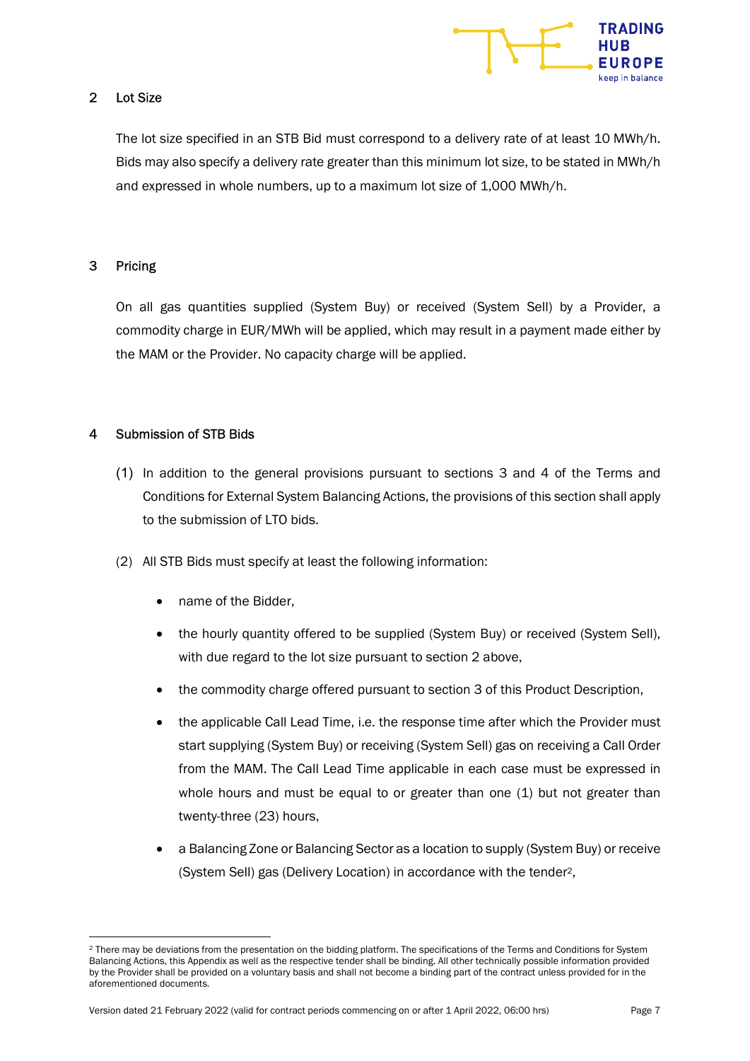## 2 Lot Size

The lot size specified in an STB Bid must correspond to a delivery rate of at least 10 MWh/h. Bids may also specify a delivery rate greater than this minimum lot size, to be stated in MWh/h and expressed in whole numbers, up to a maximum lot size of 1,000 MWh/h.

## 3 Pricing

On all gas quantities supplied (System Buy) or received (System Sell) by a Provider, a commodity charge in EUR/MWh will be applied, which may result in a payment made either by the MAM or the Provider. No capacity charge will be applied.

## 4 Submission of STB Bids

(1) In addition to the general provisions pursuant to sections 3 and 4 of the Terms and Conditions for External System Balancing Actions, the provisions of this section shall apply to the submission of LTO bids.

(2) All STB Bids must specify at least the following information:

- name of the Bidder,
- the hourly quantity offered to be supplied (System Buy) or received (System Sell), with due regard to the lot size pursuant to section 2 above,
- the commodity charge offered pursuant to section 3 of this Product Description,
- the applicable Call Lead Time, i.e. the response time after which the Provider must start supplying (System Buy) or receiving (System Sell) gas on receiving a Call Order from the MAM. The Call Lead Time applicable in each case must be expressed in whole hours and must be equal to or greater than one (1) but not greater than twenty-three (23) hours,
- a Balancing Zone or Balancing Sector as a location to supply (System Buy) or receive (System Sell) gas (Delivery Location) in accordance with the tender[2],

[2] There may be deviations from the presentation on the bidding platform. The specifications of the Terms and Conditions for System Balancing Actions, this Appendix as well as the respective tender shall be binding. All other technically possible information provided by the Provider shall be provided on a voluntary basis and shall not become a binding part of the contract unless provided for in the aforementioned documents.

Version dated 21 February 2022 (valid for contract periods commencing on or after 1 April 2022, 06:00 hrs)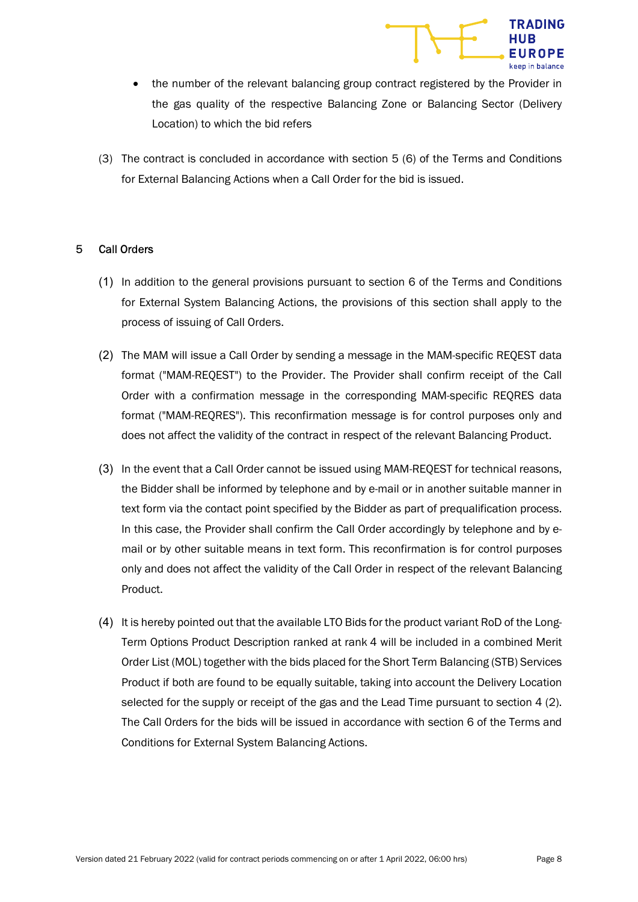- the number of the relevant balancing group contract registered by the Provider in the gas quality of the respective Balancing Zone or Balancing Sector (Delivery Location) to which the bid refers

(3) The contract is concluded in accordance with section 5 (6) of the Terms and Conditions for External Balancing Actions when a Call Order for the bid is issued.

## 5 Call Orders

(1) In addition to the general provisions pursuant to section 6 of the Terms and Conditions for External System Balancing Actions, the provisions of this section shall apply to the process of issuing of Call Orders.

(2) The MAM will issue a Call Order by sending a message in the MAM-specific REQEST data format ("MAM-REQEST") to the Provider. The Provider shall confirm receipt of the Call Order with a confirmation message in the corresponding MAM-specific REQRES data format ("MAM-REQRES"). This reconfirmation message is for control purposes only and does not affect the validity of the contract in respect of the relevant Balancing Product.

(3) In the event that a Call Order cannot be issued using MAM-REQEST for technical reasons, the Bidder shall be informed by telephone and by e-mail or in another suitable manner in text form via the contact point specified by the Bidder as part of prequalification process. In this case, the Provider shall confirm the Call Order accordingly by telephone and by e-mail or by other suitable means in text form. This reconfirmation is for control purposes only and does not affect the validity of the Call Order in respect of the relevant Balancing Product.

(4) It is hereby pointed out that the available LTO Bids for the product variant RoD of the Long-Term Options Product Description ranked at rank 4 will be included in a combined Merit Order List (MOL) together with the bids placed for the Short Term Balancing (STB) Services Product if both are found to be equally suitable, taking into account the Delivery Location selected for the supply or receipt of the gas and the Lead Time pursuant to section 4 (2). The Call Orders for the bids will be issued in accordance with section 6 of the Terms and Conditions for External System Balancing Actions.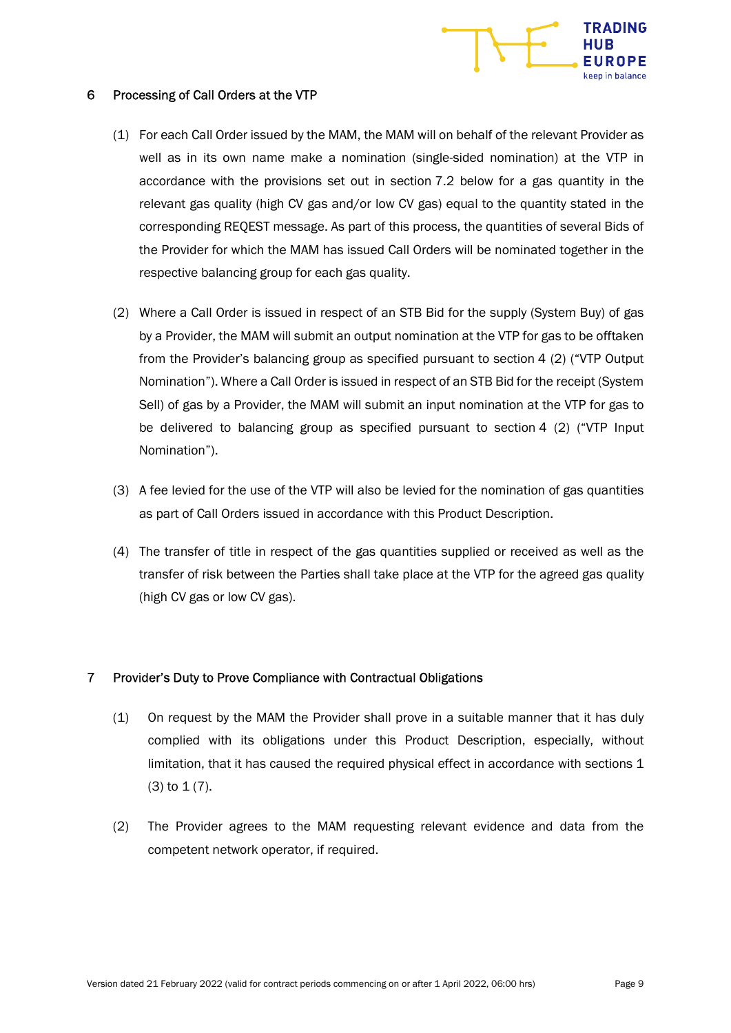## 6 Processing of Call Orders at the VTP

(1) For each Call Order issued by the MAM, the MAM will on behalf of the relevant Provider as well as in its own name make a nomination (single-sided nomination) at the VTP in accordance with the provisions set out in section 7.2 below for a gas quantity in the relevant gas quality (high CV gas and/or low CV gas) equal to the quantity stated in the corresponding REQEST message. As part of this process, the quantities of several Bids of the Provider for which the MAM has issued Call Orders will be nominated together in the respective balancing group for each gas quality.

(2) Where a Call Order is issued in respect of an STB Bid for the supply (System Buy) of gas by a Provider, the MAM will submit an output nomination at the VTP for gas to be offtaken from the Provider's balancing group as specified pursuant to section 4 (2) ("VTP Output Nomination"). Where a Call Order is issued in respect of an STB Bid for the receipt (System Sell) of gas by a Provider, the MAM will submit an input nomination at the VTP for gas to be delivered to balancing group as specified pursuant to section 4 (2) ("VTP Input Nomination").

(3) A fee levied for the use of the VTP will also be levied for the nomination of gas quantities as part of Call Orders issued in accordance with this Product Description.

(4) The transfer of title in respect of the gas quantities supplied or received as well as the transfer of risk between the Parties shall take place at the VTP for the agreed gas quality (high CV gas or low CV gas).

## 7 Provider's Duty to Prove Compliance with Contractual Obligations

(1) On request by the MAM the Provider shall prove in a suitable manner that it has duly complied with its obligations under this Product Description, especially, without limitation, that it has caused the required physical effect in accordance with sections 1 (3) to 1 (7).

(2) The Provider agrees to the MAM requesting relevant evidence and data from the competent network operator, if required.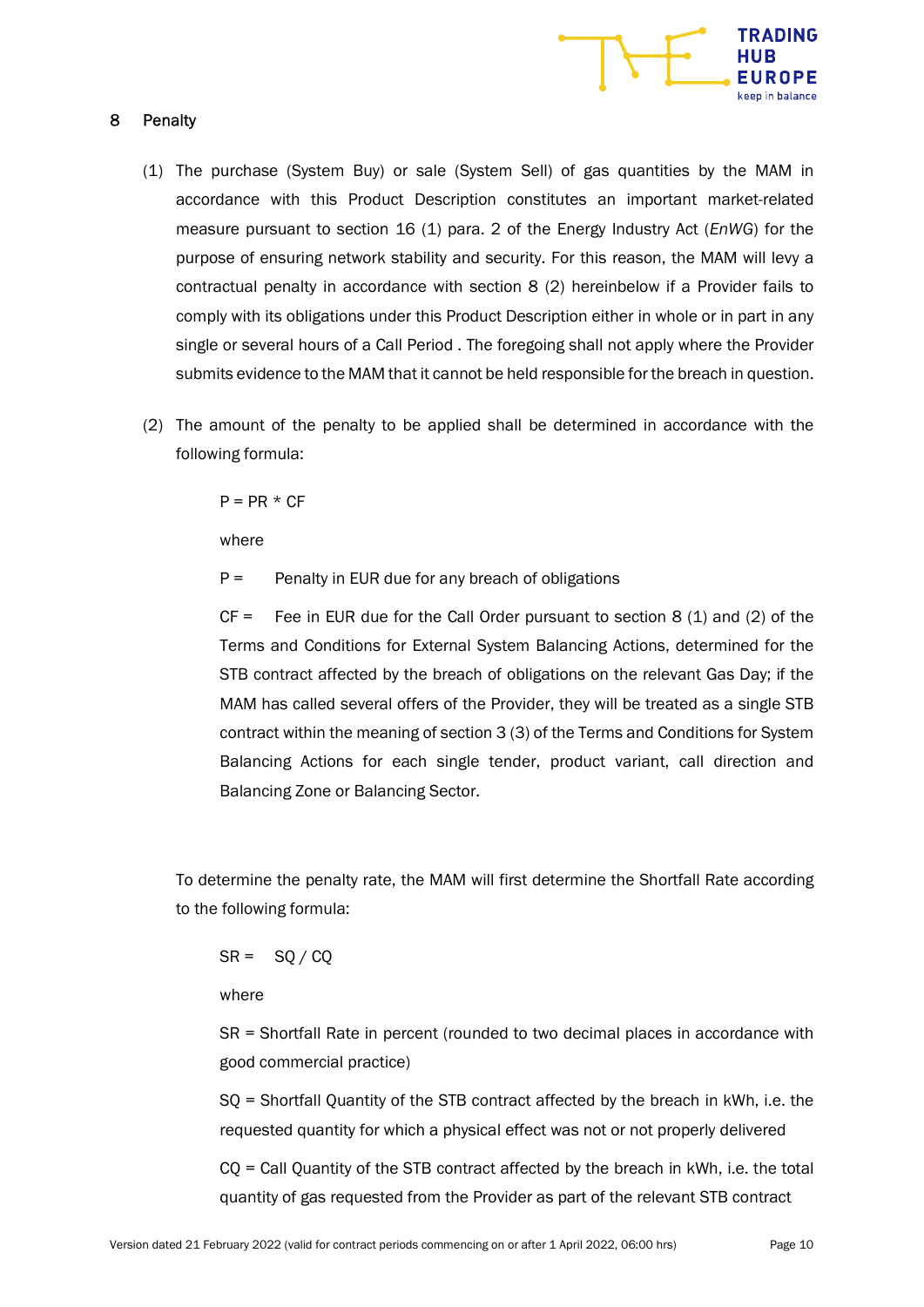## 8 Penalty

(1) The purchase (System Buy) or sale (System Sell) of gas quantities by the MAM in accordance with this Product Description constitutes an important market-related measure pursuant to section 16 (1) para. 2 of the Energy Industry Act (*EnWG*) for the purpose of ensuring network stability and security. For this reason, the MAM will levy a contractual penalty in accordance with section 8 (2) hereinbelow if a Provider fails to comply with its obligations under this Product Description either in whole or in part in any single or several hours of a Call Period . The foregoing shall not apply where the Provider submits evidence to the MAM that it cannot be held responsible for the breach in question.

(2) The amount of the penalty to be applied shall be determined in accordance with the following formula:

$$P = PR * CF$$

where

P = Penalty in EUR due for any breach of obligations

CF = Fee in EUR due for the Call Order pursuant to section 8 (1) and (2) of the Terms and Conditions for External System Balancing Actions, determined for the STB contract affected by the breach of obligations on the relevant Gas Day; if the MAM has called several offers of the Provider, they will be treated as a single STB contract within the meaning of section 3 (3) of the Terms and Conditions for System Balancing Actions for each single tender, product variant, call direction and Balancing Zone or Balancing Sector.

To determine the penalty rate, the MAM will first determine the Shortfall Rate according to the following formula:

$$SR = SQ / CQ$$

where

SR = Shortfall Rate in percent (rounded to two decimal places in accordance with good commercial practice)

SQ = Shortfall Quantity of the STB contract affected by the breach in kWh, i.e. the requested quantity for which a physical effect was not or not properly delivered

CQ = Call Quantity of the STB contract affected by the breach in kWh, i.e. the total quantity of gas requested from the Provider as part of the relevant STB contract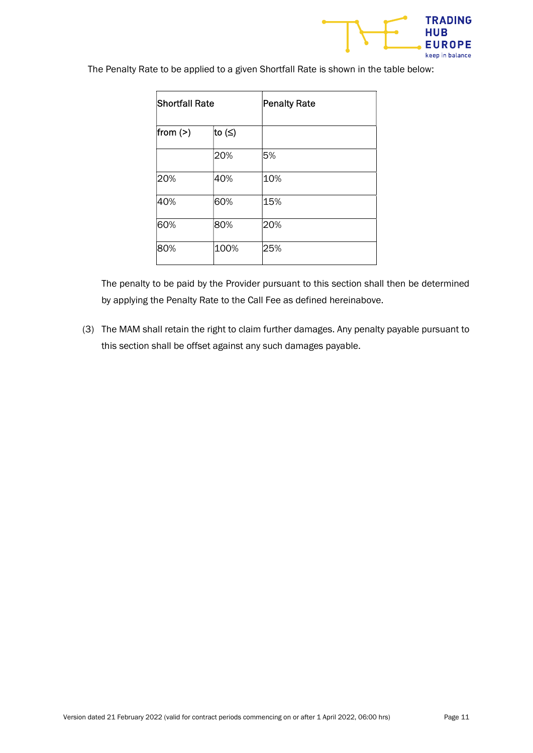The Penalty Rate to be applied to a given Shortfall Rate is shown in the table below:

| Shortfall Rate | | Penalty Rate |
|---|---|---|
| from (>) | to (≤) | |
| | 20% | 5% |
| 20% | 40% | 10% |
| 40% | 60% | 15% |
| 60% | 80% | 20% |
| 80% | 100% | 25% |

The penalty to be paid by the Provider pursuant to this section shall then be determined by applying the Penalty Rate to the Call Fee as defined hereinabove.

(3) The MAM shall retain the right to claim further damages. Any penalty payable pursuant to this section shall be offset against any such damages payable.